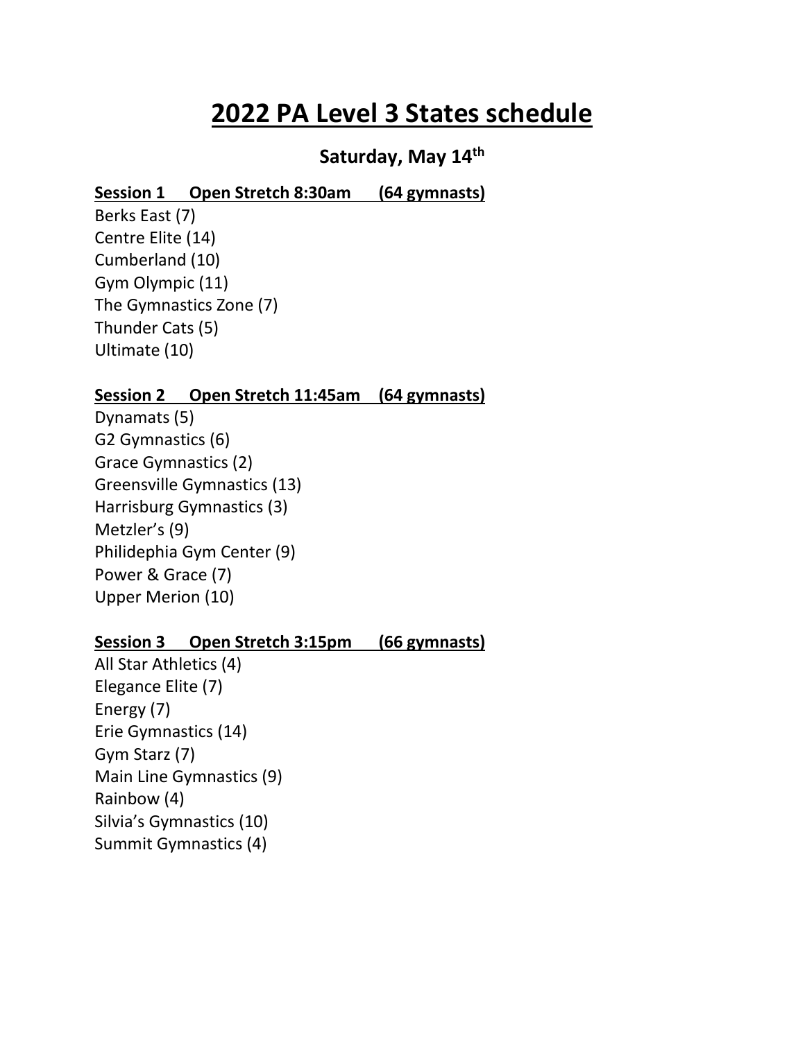# 2022 PA Level 3 States schedule

## Saturday, May 14th

**Session 1 Open Stretch 8:30am (64 gymnasts)**

Berks East (7)
Centre Elite (14)
Cumberland (10)
Gym Olympic (11)
The Gymnastics Zone (7)
Thunder Cats (5)
Ultimate (10)

**Session 2 Open Stretch 11:45am (64 gymnasts)**

Dynamats (5)
G2 Gymnastics (6)
Grace Gymnastics (2)
Greensville Gymnastics (13)
Harrisburg Gymnastics (3)
Metzler's (9)
Philidephia Gym Center (9)
Power & Grace (7)
Upper Merion (10)

**Session 3 Open Stretch 3:15pm (66 gymnasts)**

All Star Athletics (4)
Elegance Elite (7)
Energy (7)
Erie Gymnastics (14)
Gym Starz (7)
Main Line Gymnastics (9)
Rainbow (4)
Silvia's Gymnastics (10)
Summit Gymnastics (4)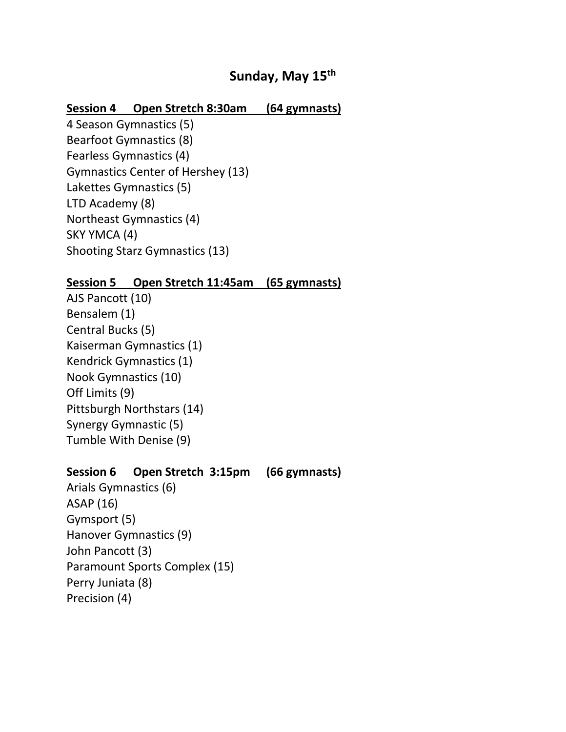## Sunday, May 15th

**Session 4 Open Stretch 8:30am (64 gymnasts)**

4 Season Gymnastics (5)
Bearfoot Gymnastics (8)
Fearless Gymnastics (4)
Gymnastics Center of Hershey (13)
Lakettes Gymnastics (5)
LTD Academy (8)
Northeast Gymnastics (4)
SKY YMCA (4)
Shooting Starz Gymnastics (13)

**Session 5 Open Stretch 11:45am (65 gymnasts)**

AJS Pancott (10)
Bensalem (1)
Central Bucks (5)
Kaiserman Gymnastics (1)
Kendrick Gymnastics (1)
Nook Gymnastics (10)
Off Limits (9)
Pittsburgh Northstars (14)
Synergy Gymnastic (5)
Tumble With Denise (9)

**Session 6 Open Stretch 3:15pm (66 gymnasts)**

Arials Gymnastics (6)
ASAP (16)
Gymsport (5)
Hanover Gymnastics (9)
John Pancott (3)
Paramount Sports Complex (15)
Perry Juniata (8)
Precision (4)